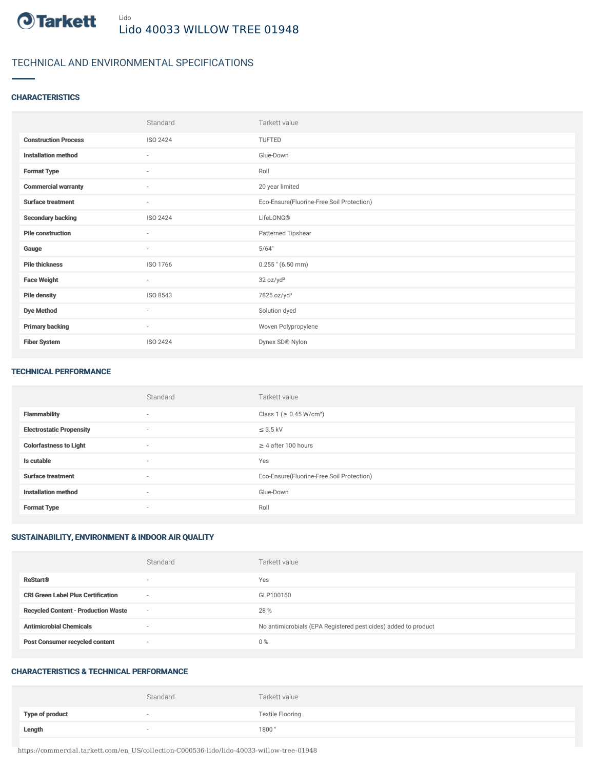Lido

# Lido 40033 WILLOW TREE 01948

## TECHNICAL AND ENVIRONMENTAL SPECIFICATIONS

### CHARACTERISTICS

| | Standard | Tarkett value |
|---|---|---|
| **Construction Process** | ISO 2424 | TUFTED |
| **Installation method** | - | Glue-Down |
| **Format Type** | - | Roll |
| **Commercial warranty** | - | 20 year limited |
| **Surface treatment** | - | Eco-Ensure(Fluorine-Free Soil Protection) |
| **Secondary backing** | ISO 2424 | LifeLONG® |
| **Pile construction** | - | Patterned Tipshear |
| **Gauge** | - | 5/64" |
| **Pile thickness** | ISO 1766 | 0.255 " (6.50 mm) |
| **Face Weight** | - | 32 oz/yd² |
| **Pile density** | ISO 8543 | 7825 oz/yd³ |
| **Dye Method** | - | Solution dyed |
| **Primary backing** | - | Woven Polypropylene |
| **Fiber System** | ISO 2424 | Dynex SD® Nylon |

### TECHNICAL PERFORMANCE

| | Standard | Tarkett value |
|---|---|---|
| **Flammability** | - | Class 1 (≥ 0.45 W/cm²) |
| **Electrostatic Propensity** | - | ≤ 3.5 kV |
| **Colorfastness to Light** | - | ≥ 4 after 100 hours |
| **Is cutable** | - | Yes |
| **Surface treatment** | - | Eco-Ensure(Fluorine-Free Soil Protection) |
| **Installation method** | - | Glue-Down |
| **Format Type** | - | Roll |

### SUSTAINABILITY, ENVIRONMENT & INDOOR AIR QUALITY

| | Standard | Tarkett value |
|---|---|---|
| **ReStart®** | - | Yes |
| **CRI Green Label Plus Certification** | - | GLP100160 |
| **Recycled Content - Production Waste** | - | 28 % |
| **Antimicrobial Chemicals** | - | No antimicrobials (EPA Registered pesticides) added to product |
| **Post Consumer recycled content** | - | 0 % |

### CHARACTERISTICS & TECHNICAL PERFORMANCE

| | Standard | Tarkett value |
|---|---|---|
| **Type of product** | - | Textile Flooring |
| **Length** | - | 1800 " |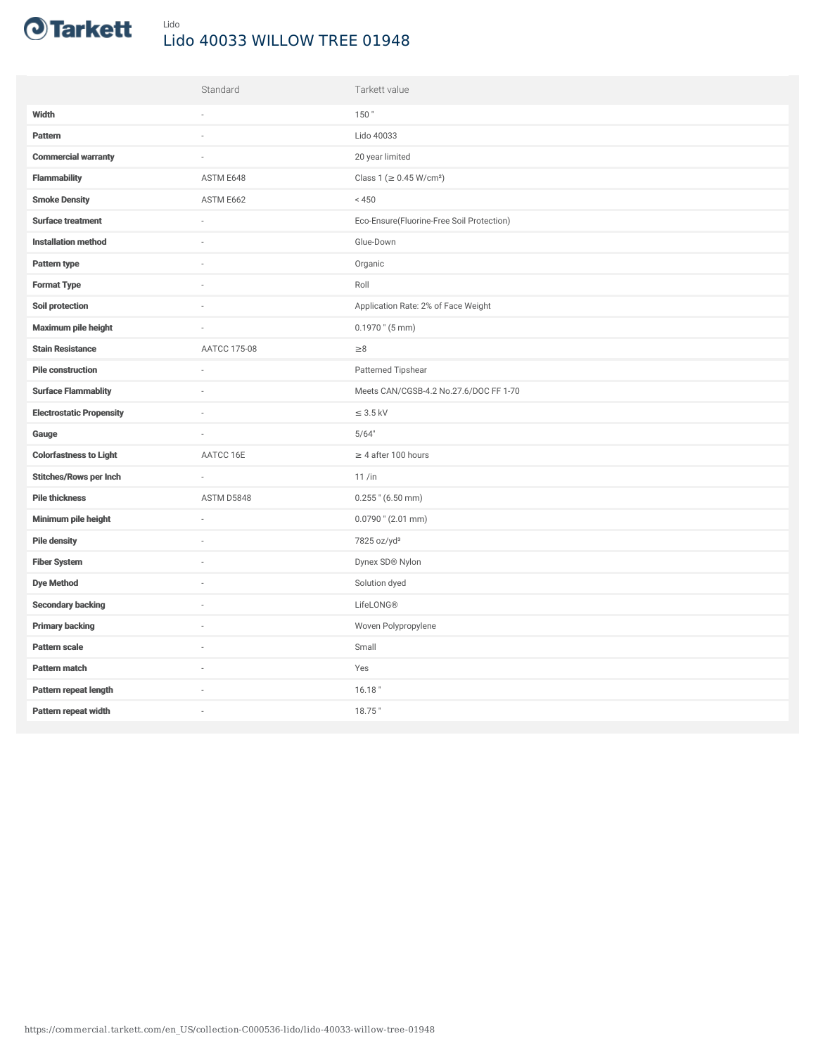Lido

# Lido 40033 WILLOW TREE 01948

| | Standard | Tarkett value |
|---|---|---|
| **Width** | - | 150 " |
| **Pattern** | - | Lido 40033 |
| **Commercial warranty** | - | 20 year limited |
| **Flammability** | ASTM E648 | Class 1 (≥ 0.45 W/cm²) |
| **Smoke Density** | ASTM E662 | < 450 |
| **Surface treatment** | - | Eco-Ensure(Fluorine-Free Soil Protection) |
| **Installation method** | - | Glue-Down |
| **Pattern type** | - | Organic |
| **Format Type** | - | Roll |
| **Soil protection** | - | Application Rate: 2% of Face Weight |
| **Maximum pile height** | - | 0.1970 " (5 mm) |
| **Stain Resistance** | AATCC 175-08 | ≥8 |
| **Pile construction** | - | Patterned Tipshear |
| **Surface Flammablity** | - | Meets CAN/CGSB-4.2 No.27.6/DOC FF 1-70 |
| **Electrostatic Propensity** | - | ≤ 3.5 kV |
| **Gauge** | - | 5/64" |
| **Colorfastness to Light** | AATCC 16E | ≥ 4 after 100 hours |
| **Stitches/Rows per Inch** | - | 11 /in |
| **Pile thickness** | ASTM D5848 | 0.255 " (6.50 mm) |
| **Minimum pile height** | - | 0.0790 " (2.01 mm) |
| **Pile density** | - | 7825 oz/yd³ |
| **Fiber System** | - | Dynex SD® Nylon |
| **Dye Method** | - | Solution dyed |
| **Secondary backing** | - | LifeLONG® |
| **Primary backing** | - | Woven Polypropylene |
| **Pattern scale** | - | Small |
| **Pattern match** | - | Yes |
| **Pattern repeat length** | - | 16.18 " |
| **Pattern repeat width** | - | 18.75 " |

https://commercial.tarkett.com/en_US/collection-C000536-lido/lido-40033-willow-tree-01948